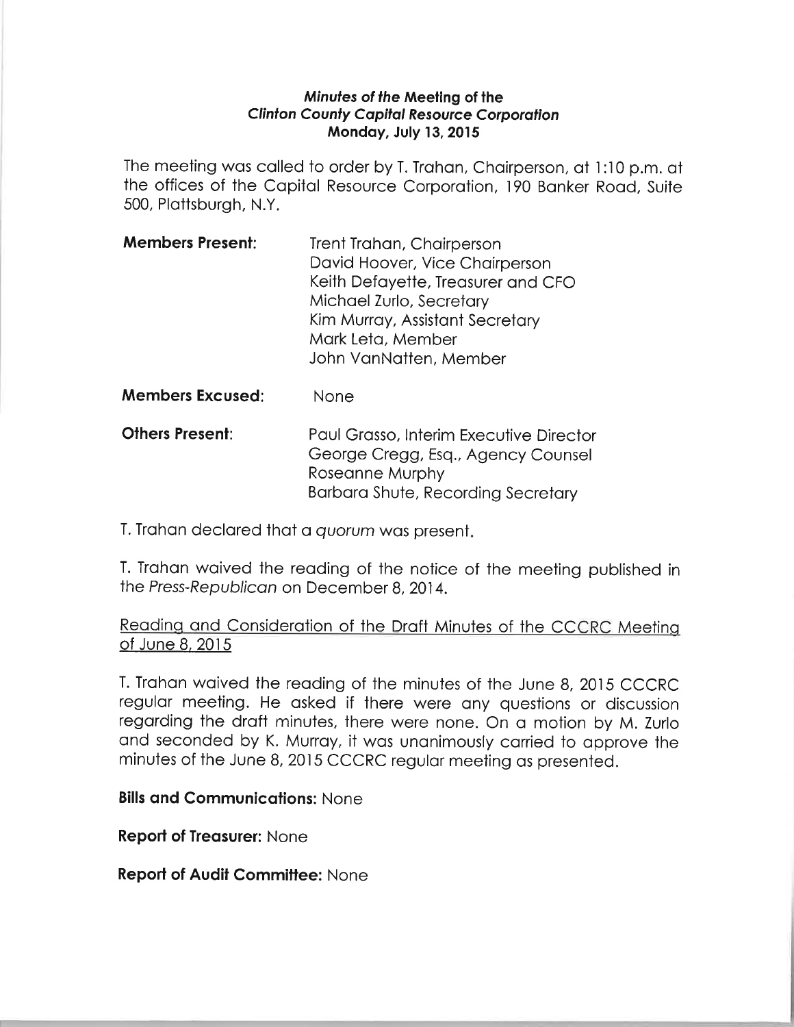**Minutes of the Meeting of the**
**Clinton County Capital Resource Corporation**
**Monday, July 13, 2015**

The meeting was called to order by T. Trahan, Chairperson, at 1:10 p.m. at the offices of the Capital Resource Corporation, 190 Banker Road, Suite 500, Plattsburgh, N.Y.

**Members Present:**
Trent Trahan, Chairperson
David Hoover, Vice Chairperson
Keith Defayette, Treasurer and CFO
Michael Zurlo, Secretary
Kim Murray, Assistant Secretary
Mark Leta, Member
John VanNatten, Member

**Members Excused:** None

**Others Present:**
Paul Grasso, Interim Executive Director
George Cregg, Esq., Agency Counsel
Roseanne Murphy
Barbara Shute, Recording Secretary

T. Trahan declared that a *quorum* was present.

T. Trahan waived the reading of the notice of the meeting published in the *Press-Republican* on December 8, 2014.

Reading and Consideration of the Draft Minutes of the CCCRC Meeting of June 8, 2015

T. Trahan waived the reading of the minutes of the June 8, 2015 CCCRC regular meeting. He asked if there were any questions or discussion regarding the draft minutes, there were none. On a motion by M. Zurlo and seconded by K. Murray, it was unanimously carried to approve the minutes of the June 8, 2015 CCCRC regular meeting as presented.

**Bills and Communications:** None

**Report of Treasurer:** None

**Report of Audit Committee:** None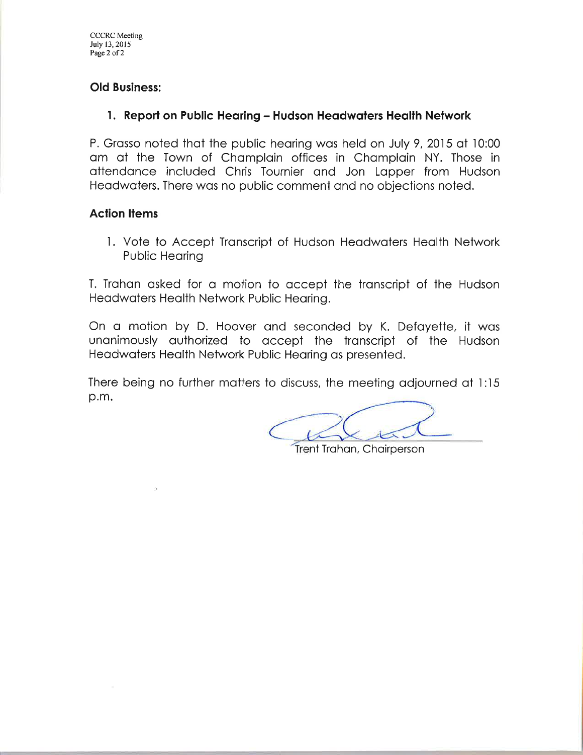## Old Business:

### 1. Report on Public Hearing – Hudson Headwaters Health Network

P. Grasso noted that the public hearing was held on July 9, 2015 at 10:00 am at the Town of Champlain offices in Champlain NY. Those in attendance included Chris Tournier and Jon Lapper from Hudson Headwaters. There was no public comment and no objections noted.

## Action Items

1. Vote to Accept Transcript of Hudson Headwaters Health Network Public Hearing

T. Trahan asked for a motion to accept the transcript of the Hudson Headwaters Health Network Public Hearing.

On a motion by D. Hoover and seconded by K. Defayette, it was unanimously authorized to accept the transcript of the Hudson Headwaters Health Network Public Hearing as presented.

There being no further matters to discuss, the meeting adjourned at 1:15 p.m.

Trent Trahan, Chairperson